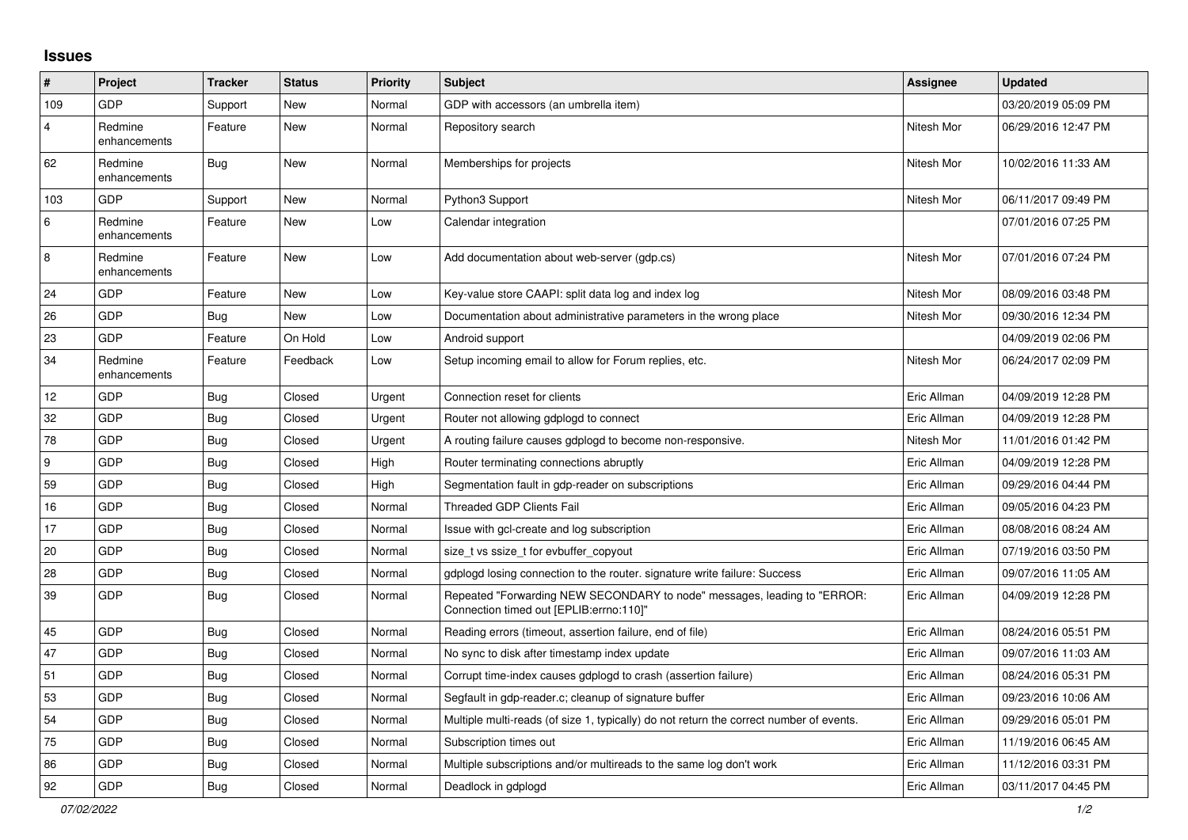## Issues

| # | Project | Tracker | Status | Priority | Subject | Assignee | Updated |
|---|---|---|---|---|---|---|---|
| 109 | GDP | Support | New | Normal | GDP with accessors (an umbrella item) | | 03/20/2019 05:09 PM |
| 4 | Redmine enhancements | Feature | New | Normal | Repository search | Nitesh Mor | 06/29/2016 12:47 PM |
| 62 | Redmine enhancements | Bug | New | Normal | Memberships for projects | Nitesh Mor | 10/02/2016 11:33 AM |
| 103 | GDP | Support | New | Normal | Python3 Support | Nitesh Mor | 06/11/2017 09:49 PM |
| 6 | Redmine enhancements | Feature | New | Low | Calendar integration | | 07/01/2016 07:25 PM |
| 8 | Redmine enhancements | Feature | New | Low | Add documentation about web-server (gdp.cs) | Nitesh Mor | 07/01/2016 07:24 PM |
| 24 | GDP | Feature | New | Low | Key-value store CAAPI: split data log and index log | Nitesh Mor | 08/09/2016 03:48 PM |
| 26 | GDP | Bug | New | Low | Documentation about administrative parameters in the wrong place | Nitesh Mor | 09/30/2016 12:34 PM |
| 23 | GDP | Feature | On Hold | Low | Android support | | 04/09/2019 02:06 PM |
| 34 | Redmine enhancements | Feature | Feedback | Low | Setup incoming email to allow for Forum replies, etc. | Nitesh Mor | 06/24/2017 02:09 PM |
| 12 | GDP | Bug | Closed | Urgent | Connection reset for clients | Eric Allman | 04/09/2019 12:28 PM |
| 32 | GDP | Bug | Closed | Urgent | Router not allowing gdplogd to connect | Eric Allman | 04/09/2019 12:28 PM |
| 78 | GDP | Bug | Closed | Urgent | A routing failure causes gdplogd to become non-responsive. | Nitesh Mor | 11/01/2016 01:42 PM |
| 9 | GDP | Bug | Closed | High | Router terminating connections abruptly | Eric Allman | 04/09/2019 12:28 PM |
| 59 | GDP | Bug | Closed | High | Segmentation fault in gdp-reader on subscriptions | Eric Allman | 09/29/2016 04:44 PM |
| 16 | GDP | Bug | Closed | Normal | Threaded GDP Clients Fail | Eric Allman | 09/05/2016 04:23 PM |
| 17 | GDP | Bug | Closed | Normal | Issue with gcl-create and log subscription | Eric Allman | 08/08/2016 08:24 AM |
| 20 | GDP | Bug | Closed | Normal | size_t vs ssize_t for evbuffer_copyout | Eric Allman | 07/19/2016 03:50 PM |
| 28 | GDP | Bug | Closed | Normal | gdplogd losing connection to the router. signature write failure: Success | Eric Allman | 09/07/2016 11:05 AM |
| 39 | GDP | Bug | Closed | Normal | Repeated "Forwarding NEW SECONDARY to node" messages, leading to "ERROR: Connection timed out [EPLIB:errno:110]" | Eric Allman | 04/09/2019 12:28 PM |
| 45 | GDP | Bug | Closed | Normal | Reading errors (timeout, assertion failure, end of file) | Eric Allman | 08/24/2016 05:51 PM |
| 47 | GDP | Bug | Closed | Normal | No sync to disk after timestamp index update | Eric Allman | 09/07/2016 11:03 AM |
| 51 | GDP | Bug | Closed | Normal | Corrupt time-index causes gdplogd to crash (assertion failure) | Eric Allman | 08/24/2016 05:31 PM |
| 53 | GDP | Bug | Closed | Normal | Segfault in gdp-reader.c; cleanup of signature buffer | Eric Allman | 09/23/2016 10:06 AM |
| 54 | GDP | Bug | Closed | Normal | Multiple multi-reads (of size 1, typically) do not return the correct number of events. | Eric Allman | 09/29/2016 05:01 PM |
| 75 | GDP | Bug | Closed | Normal | Subscription times out | Eric Allman | 11/19/2016 06:45 AM |
| 86 | GDP | Bug | Closed | Normal | Multiple subscriptions and/or multireads to the same log don't work | Eric Allman | 11/12/2016 03:31 PM |
| 92 | GDP | Bug | Closed | Normal | Deadlock in gdplogd | Eric Allman | 03/11/2017 04:45 PM |

*07/02/2022*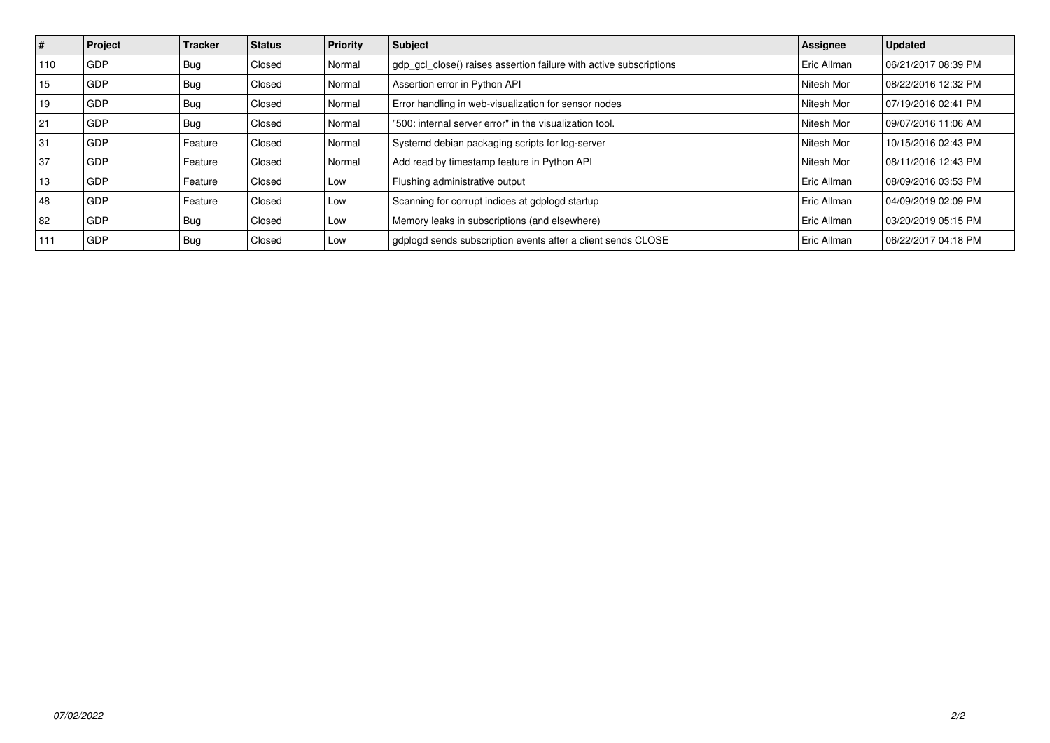| # | Project | Tracker | Status | Priority | Subject | Assignee | Updated |
|---|---|---|---|---|---|---|---|
| 110 | GDP | Bug | Closed | Normal | gdp_gcl_close() raises assertion failure with active subscriptions | Eric Allman | 06/21/2017 08:39 PM |
| 15 | GDP | Bug | Closed | Normal | Assertion error in Python API | Nitesh Mor | 08/22/2016 12:32 PM |
| 19 | GDP | Bug | Closed | Normal | Error handling in web-visualization for sensor nodes | Nitesh Mor | 07/19/2016 02:41 PM |
| 21 | GDP | Bug | Closed | Normal | "500: internal server error" in the visualization tool. | Nitesh Mor | 09/07/2016 11:06 AM |
| 31 | GDP | Feature | Closed | Normal | Systemd debian packaging scripts for log-server | Nitesh Mor | 10/15/2016 02:43 PM |
| 37 | GDP | Feature | Closed | Normal | Add read by timestamp feature in Python API | Nitesh Mor | 08/11/2016 12:43 PM |
| 13 | GDP | Feature | Closed | Low | Flushing administrative output | Eric Allman | 08/09/2016 03:53 PM |
| 48 | GDP | Feature | Closed | Low | Scanning for corrupt indices at gdplogd startup | Eric Allman | 04/09/2019 02:09 PM |
| 82 | GDP | Bug | Closed | Low | Memory leaks in subscriptions (and elsewhere) | Eric Allman | 03/20/2019 05:15 PM |
| 111 | GDP | Bug | Closed | Low | gdplogd sends subscription events after a client sends CLOSE | Eric Allman | 06/22/2017 04:18 PM |

*07/02/2022*